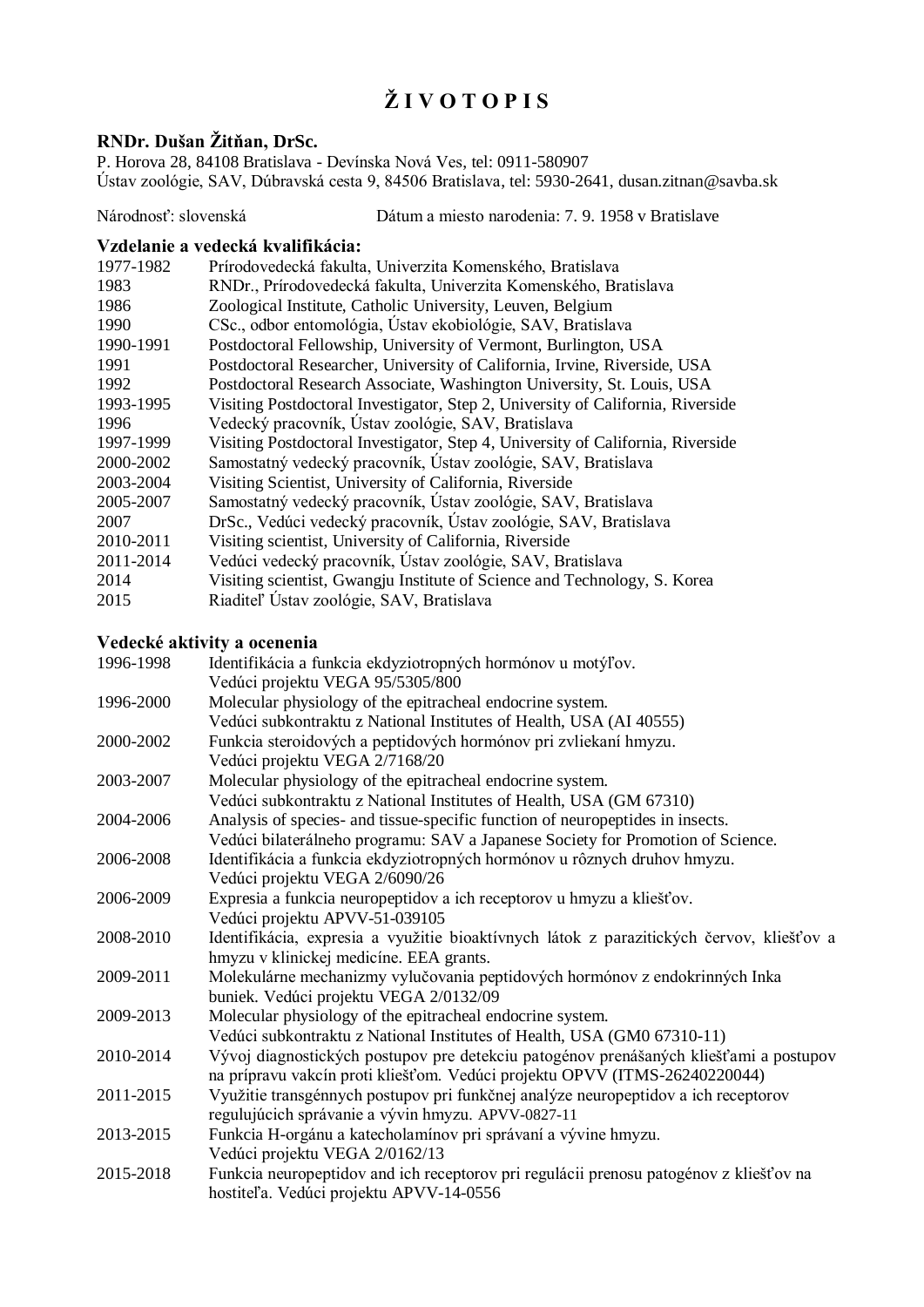# Ž I V O T O P I S

## RNDr. Dušan Žitňan, DrSc.

P. Horova 28, 84108 Bratislava - Devínska Nová Ves, tel: 0911-580907
Ústav zoológie, SAV, Dúbravská cesta 9, 84506 Bratislava, tel: 5930-2641, dusan.zitnan@savba.sk

Národnosť: slovenská Dátum a miesto narodenia: 7. 9. 1958 v Bratislave

### Vzdelanie a vedecká kvalifikácia:

| | |
|---|---|
| 1977-1982 | Prírodovedecká fakulta, Univerzita Komenského, Bratislava |
| 1983 | RNDr., Prírodovedecká fakulta, Univerzita Komenského, Bratislava |
| 1986 | Zoological Institute, Catholic University, Leuven, Belgium |
| 1990 | CSc., odbor entomológia, Ústav ekobiológie, SAV, Bratislava |
| 1990-1991 | Postdoctoral Fellowship, University of Vermont, Burlington, USA |
| 1991 | Postdoctoral Researcher, University of California, Irvine, Riverside, USA |
| 1992 | Postdoctoral Research Associate, Washington University, St. Louis, USA |
| 1993-1995 | Visiting Postdoctoral Investigator, Step 2, University of California, Riverside |
| 1996 | Vedecký pracovník, Ústav zoológie, SAV, Bratislava |
| 1997-1999 | Visiting Postdoctoral Investigator, Step 4, University of California, Riverside |
| 2000-2002 | Samostatný vedecký pracovník, Ústav zoológie, SAV, Bratislava |
| 2003-2004 | Visiting Scientist, University of California, Riverside |
| 2005-2007 | Samostatný vedecký pracovník, Ústav zoológie, SAV, Bratislava |
| 2007 | DrSc., Vedúci vedecký pracovník, Ústav zoológie, SAV, Bratislava |
| 2010-2011 | Visiting scientist, University of California, Riverside |
| 2011-2014 | Vedúci vedecký pracovník, Ústav zoológie, SAV, Bratislava |
| 2014 | Visiting scientist, Gwangju Institute of Science and Technology, S. Korea |
| 2015 | Riaditeľ Ústav zoológie, SAV, Bratislava |

### Vedecké aktivity a ocenenia

| | |
|---|---|
| 1996-1998 | Identifikácia a funkcia ekdyziotropných hormónov u motýľov. Vedúci projektu VEGA 95/5305/800 |
| 1996-2000 | Molecular physiology of the epitracheal endocrine system. Vedúci subkontraktu z National Institutes of Health, USA (AI 40555) |
| 2000-2002 | Funkcia steroidových a peptidových hormónov pri zvliekaní hmyzu. Vedúci projektu VEGA 2/7168/20 |
| 2003-2007 | Molecular physiology of the epitracheal endocrine system. Vedúci subkontraktu z National Institutes of Health, USA (GM 67310) |
| 2004-2006 | Analysis of species- and tissue-specific function of neuropeptides in insects. Vedúci bilaterálneho programu: SAV a Japanese Society for Promotion of Science. |
| 2006-2008 | Identifikácia a funkcia ekdyziotropných hormónov u rôznych druhov hmyzu. Vedúci projektu VEGA 2/6090/26 |
| 2006-2009 | Expresia a funkcia neuropeptidov a ich receptorov u hmyzu a kliešťov. Vedúci projektu APVV-51-039105 |
| 2008-2010 | Identifikácia, expresia a využitie bioaktívnych látok z parazitických červov, kliešťov a hmyzu v klinickej medicíne. EEA grants. |
| 2009-2011 | Molekulárne mechanizmy vylučovania peptidových hormónov z endokrinných Inka buniek. Vedúci projektu VEGA 2/0132/09 |
| 2009-2013 | Molecular physiology of the epitracheal endocrine system. Vedúci subkontraktu z National Institutes of Health, USA (GM0 67310-11) |
| 2010-2014 | Vývoj diagnostických postupov pre detekciu patogénov prenášaných kliešťami a postupov na prípravu vakcín proti kliešťom. Vedúci projektu OPVV (ITMS-26240220044) |
| 2011-2015 | Využitie transgénnych postupov pri funkčnej analýze neuropeptidov a ich receptorov regulujúcich správanie a vývin hmyzu. APVV-0827-11 |
| 2013-2015 | Funkcia H-orgánu a katecholamínov pri správaní a vývine hmyzu. Vedúci projektu VEGA 2/0162/13 |
| 2015-2018 | Funkcia neuropeptidov and ich receptorov pri regulácii prenosu patogénov z kliešťov na hostiteľa. Vedúci projektu APVV-14-0556 |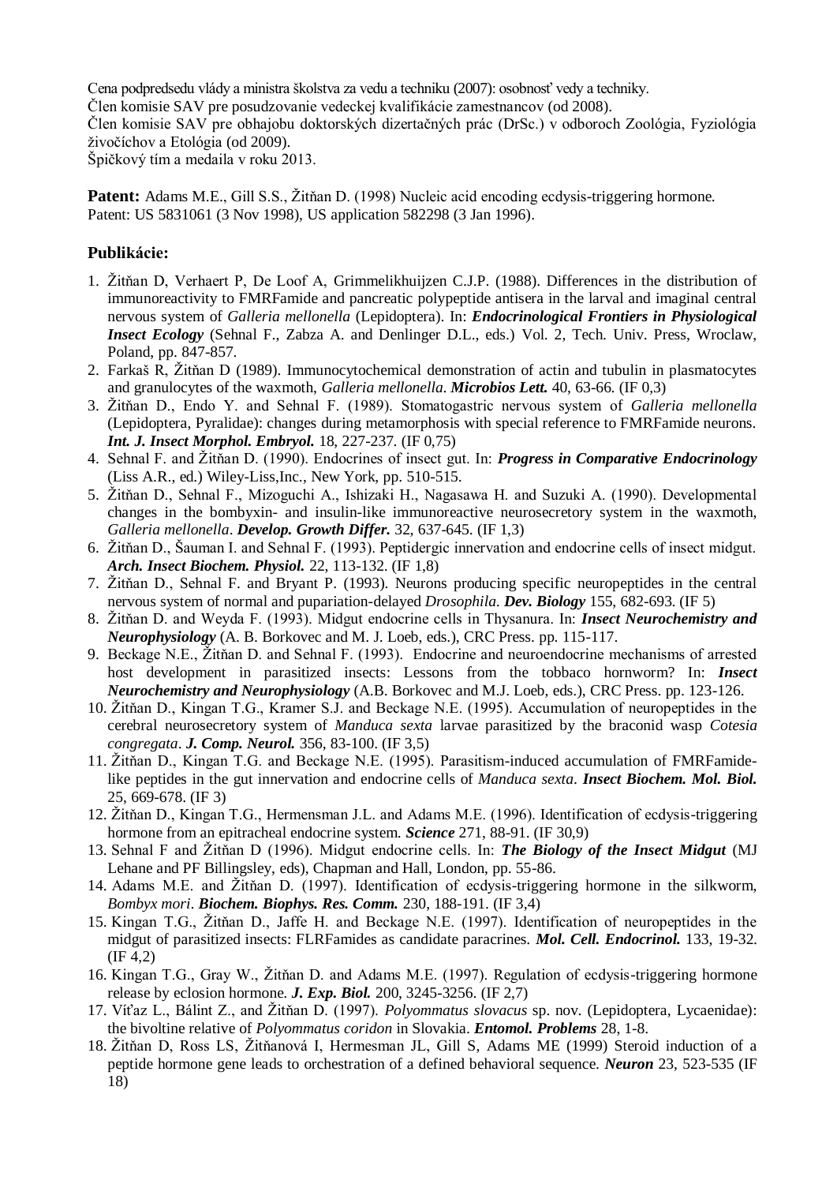Cena podpredsedu vlády a ministra školstva za vedu a techniku (2007): osobnosť vedy a techniky.
Člen komisie SAV pre posudzovanie vedeckej kvalifikácie zamestnancov (od 2008).
Člen komisie SAV pre obhajobu doktorských dizertačných prác (DrSc.) v odboroch Zoológia, Fyziológia živočíchov a Etológia (od 2009).
Špičkový tím a medaila v roku 2013.

**Patent:** Adams M.E., Gill S.S., Žitňan D. (1998) Nucleic acid encoding ecdysis-triggering hormone. Patent: US 5831061 (3 Nov 1998), US application 582298 (3 Jan 1996).

### Publikácie:

1. Žitňan D, Verhaert P, De Loof A, Grimmelikhuijzen C.J.P. (1988). Differences in the distribution of immunoreactivity to FMRFamide and pancreatic polypeptide antisera in the larval and imaginal central nervous system of *Galleria mellonella* (Lepidoptera). In: ***Endocrinological Frontiers in Physiological Insect Ecology*** (Sehnal F., Zabza A. and Denlinger D.L., eds.) Vol. 2, Tech. Univ. Press, Wroclaw, Poland, pp. 847-857.
2. Farkaš R, Žitňan D (1989). Immunocytochemical demonstration of actin and tubulin in plasmatocytes and granulocytes of the waxmoth, *Galleria mellonella*. ***Microbios Lett.*** 40, 63-66. (IF 0,3)
3. Žitňan D., Endo Y. and Sehnal F. (1989). Stomatogastric nervous system of *Galleria mellonella* (Lepidoptera, Pyralidae): changes during metamorphosis with special reference to FMRFamide neurons. ***Int. J. Insect Morphol. Embryol.*** 18, 227-237. (IF 0,75)
4. Sehnal F. and Žitňan D. (1990). Endocrines of insect gut. In: ***Progress in Comparative Endocrinology*** (Liss A.R., ed.) Wiley-Liss,Inc., New York, pp. 510-515.
5. Žitňan D., Sehnal F., Mizoguchi A., Ishizaki H., Nagasawa H. and Suzuki A. (1990). Developmental changes in the bombyxin- and insulin-like immunoreactive neurosecretory system in the waxmoth, *Galleria mellonella*. ***Develop. Growth Differ.*** 32, 637-645. (IF 1,3)
6. Žitňan D., Šauman I. and Sehnal F. (1993). Peptidergic innervation and endocrine cells of insect midgut. ***Arch. Insect Biochem. Physiol.*** 22, 113-132. (IF 1,8)
7. Žitňan D., Sehnal F. and Bryant P. (1993). Neurons producing specific neuropeptides in the central nervous system of normal and pupariation-delayed *Drosophila*. ***Dev. Biology*** 155, 682-693. (IF 5)
8. Žitňan D. and Weyda F. (1993). Midgut endocrine cells in Thysanura. In: ***Insect Neurochemistry and Neurophysiology*** (A. B. Borkovec and M. J. Loeb, eds.), CRC Press. pp. 115-117.
9. Beckage N.E., Žitňan D. and Sehnal F. (1993). Endocrine and neuroendocrine mechanisms of arrested host development in parasitized insects: Lessons from the tobbaco hornworm? In: ***Insect Neurochemistry and Neurophysiology*** (A.B. Borkovec and M.J. Loeb, eds.), CRC Press. pp. 123-126.
10. Žitňan D., Kingan T.G., Kramer S.J. and Beckage N.E. (1995). Accumulation of neuropeptides in the cerebral neurosecretory system of *Manduca sexta* larvae parasitized by the braconid wasp *Cotesia congregata*. ***J. Comp. Neurol.*** 356, 83-100. (IF 3,5)
11. Žitňan D., Kingan T.G. and Beckage N.E. (1995). Parasitism-induced accumulation of FMRFamide-like peptides in the gut innervation and endocrine cells of *Manduca sexta*. ***Insect Biochem. Mol. Biol.*** 25, 669-678. (IF 3)
12. Žitňan D., Kingan T.G., Hermensman J.L. and Adams M.E. (1996). Identification of ecdysis-triggering hormone from an epitracheal endocrine system. ***Science*** 271, 88-91. (IF 30,9)
13. Sehnal F and Žitňan D (1996). Midgut endocrine cells. In: ***The Biology of the Insect Midgut*** (MJ Lehane and PF Billingsley, eds), Chapman and Hall, London, pp. 55-86.
14. Adams M.E. and Žitňan D. (1997). Identification of ecdysis-triggering hormone in the silkworm, *Bombyx mori*. ***Biochem. Biophys. Res. Comm.*** 230, 188-191. (IF 3,4)
15. Kingan T.G., Žitňan D., Jaffe H. and Beckage N.E. (1997). Identification of neuropeptides in the midgut of parasitized insects: FLRFamides as candidate paracrines. ***Mol. Cell. Endocrinol.*** 133, 19-32. (IF 4,2)
16. Kingan T.G., Gray W., Žitňan D. and Adams M.E. (1997). Regulation of ecdysis-triggering hormone release by eclosion hormone. ***J. Exp. Biol.*** 200, 3245-3256. (IF 2,7)
17. Víťaz L., Bálint Z., and Žitňan D. (1997). *Polyommatus slovacus* sp. nov. (Lepidoptera, Lycaenidae): the bivoltine relative of *Polyommatus coridon* in Slovakia. ***Entomol. Problems*** 28, 1-8.
18. Žitňan D, Ross LS, Žitňanová I, Hermesman JL, Gill S, Adams ME (1999) Steroid induction of a peptide hormone gene leads to orchestration of a defined behavioral sequence. ***Neuron*** 23, 523-535 (IF 18)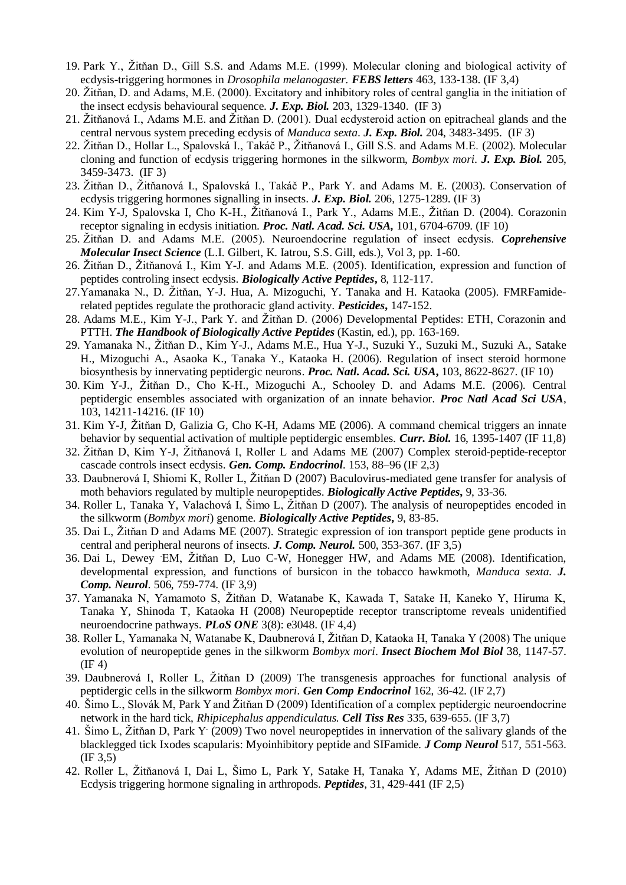19. Park Y., Žitňan D., Gill S.S. and Adams M.E. (1999). Molecular cloning and biological activity of ecdysis-triggering hormones in *Drosophila melanogaster*. ***FEBS letters*** 463, 133-138. (IF 3,4)
20. Žitňan, D. and Adams, M.E. (2000). Excitatory and inhibitory roles of central ganglia in the initiation of the insect ecdysis behavioural sequence. ***J. Exp. Biol.*** 203, 1329-1340. (IF 3)
21. Žitňanová I., Adams M.E. and Žitňan D. (2001). Dual ecdysteroid action on epitracheal glands and the central nervous system preceding ecdysis of *Manduca sexta*. ***J. Exp. Biol.*** 204, 3483-3495. (IF 3)
22. Žitňan D., Hollar L., Spalovská I., Takáč P., Žitňanová I., Gill S.S. and Adams M.E. (2002). Molecular cloning and function of ecdysis triggering hormones in the silkworm, *Bombyx mori*. ***J. Exp. Biol.*** 205, 3459-3473. (IF 3)
23. Žitňan D., Žitňanová I., Spalovská I., Takáč P., Park Y. and Adams M. E. (2003). Conservation of ecdysis triggering hormones signalling in insects. ***J. Exp. Biol.*** 206, 1275-1289. (IF 3)
24. Kim Y-J, Spalovska I, Cho K-H., Žitňanová I., Park Y., Adams M.E., Žitňan D. (2004). Corazonin receptor signaling in ecdysis initiation. ***Proc. Natl. Acad. Sci. USA,*** 101, 6704-6709. (IF 10)
25. Žitňan D. and Adams M.E. (2005). Neuroendocrine regulation of insect ecdysis. ***Coprehensive Molecular Insect Science*** (L.I. Gilbert, K. Iatrou, S.S. Gill, eds.), Vol 3, pp. 1-60.
26. Žitňan D., Žitňanová I., Kim Y-J. and Adams M.E. (2005). Identification, expression and function of peptides controling insect ecdysis. ***Biologically Active Peptides***, 8, 112-117.
27. Yamanaka N., D. Žitňan, Y-J. Hua, A. Mizoguchi, Y. Tanaka and H. Kataoka (2005). FMRFamide-related peptides regulate the prothoracic gland activity. ***Pesticides***, 147-152.
28. Adams M.E., Kim Y-J., Park Y. and Žitňan D. (2006) Developmental Peptides: ETH, Corazonin and PTTH. ***The Handbook of Biologically Active Peptides*** (Kastin, ed.), pp. 163-169.
29. Yamanaka N., Žitňan D., Kim Y-J., Adams M.E., Hua Y-J., Suzuki Y., Suzuki M., Suzuki A., Satake H., Mizoguchi A., Asaoka K., Tanaka Y., Kataoka H. (2006). Regulation of insect steroid hormone biosynthesis by innervating peptidergic neurons. ***Proc. Natl. Acad. Sci. USA***, 103, 8622-8627. (IF 10)
30. Kim Y-J., Žitňan D., Cho K-H., Mizoguchi A., Schooley D. and Adams M.E. (2006). Central peptidergic ensembles associated with organization of an innate behavior. ***Proc Natl Acad Sci USA***, 103, 14211-14216. (IF 10)
31. Kim Y-J, Žitňan D, Galizia G, Cho K-H, Adams ME (2006). A command chemical triggers an innate behavior by sequential activation of multiple peptidergic ensembles. ***Curr. Biol.*** 16, 1395-1407 (IF 11,8)
32. Žitňan D, Kim Y-J, Žitňanová I, Roller L and Adams ME (2007) Complex steroid-peptide-receptor cascade controls insect ecdysis. ***Gen. Comp. Endocrinol***. 153, 88–96 (IF 2,3)
33. Daubnerová I, Shiomi K, Roller L, Žitňan D (2007) Baculovirus-mediated gene transfer for analysis of moth behaviors regulated by multiple neuropeptides. ***Biologically Active Peptides***, 9, 33-36.
34. Roller L, Tanaka Y, Valachová I, Šimo L, Žitňan D (2007). The analysis of neuropeptides encoded in the silkworm (*Bombyx mori*) genome. ***Biologically Active Peptides***, 9, 83-85.
35. Dai L, Žitňan D and Adams ME (2007). Strategic expression of ion transport peptide gene products in central and peripheral neurons of insects. ***J. Comp. Neurol.*** 500, 353-367. (IF 3,5)
36. Dai L, Dewey EM, Žitňan D, Luo C-W, Honegger HW, and Adams ME (2008). Identification, developmental expression, and functions of bursicon in the tobacco hawkmoth, *Manduca sexta.* ***J. Comp. Neurol***. 506, 759-774. (IF 3,9)
37. Yamanaka N, Yamamoto S, Žitňan D, Watanabe K, Kawada T, Satake H, Kaneko Y, Hiruma K, Tanaka Y, Shinoda T, Kataoka H (2008) Neuropeptide receptor transcriptome reveals unidentified neuroendocrine pathways. ***PLoS ONE*** 3(8): e3048. (IF 4,4)
38. Roller L, Yamanaka N, Watanabe K, Daubnerová I, Žitňan D, Kataoka H, Tanaka Y (2008) The unique evolution of neuropeptide genes in the silkworm *Bombyx mori*. ***Insect Biochem Mol Biol*** 38, 1147-57. (IF 4)
39. Daubnerová I, Roller L, Žitňan D (2009) The transgenesis approaches for functional analysis of peptidergic cells in the silkworm *Bombyx mori*. ***Gen Comp Endocrinol*** 162, 36-42. (IF 2,7)
40. Šimo L., Slovák M, Park Y and Žitňan D (2009) Identification of a complex peptidergic neuroendocrine network in the hard tick, *Rhipicephalus appendiculatus.* ***Cell Tiss Res*** 335, 639-655. (IF 3,7)
41. Šimo L, Žitňan D, Park Y (2009) Two novel neuropeptides in innervation of the salivary glands of the blacklegged tick Ixodes scapularis: Myoinhibitory peptide and SIFamide. ***J Comp Neurol*** 517, 551-563. (IF 3,5)
42. Roller L, Žitňanová I, Dai L, Šimo L, Park Y, Satake H, Tanaka Y, Adams ME, Žitňan D (2010) Ecdysis triggering hormone signaling in arthropods. ***Peptides***, 31, 429-441 (IF 2,5)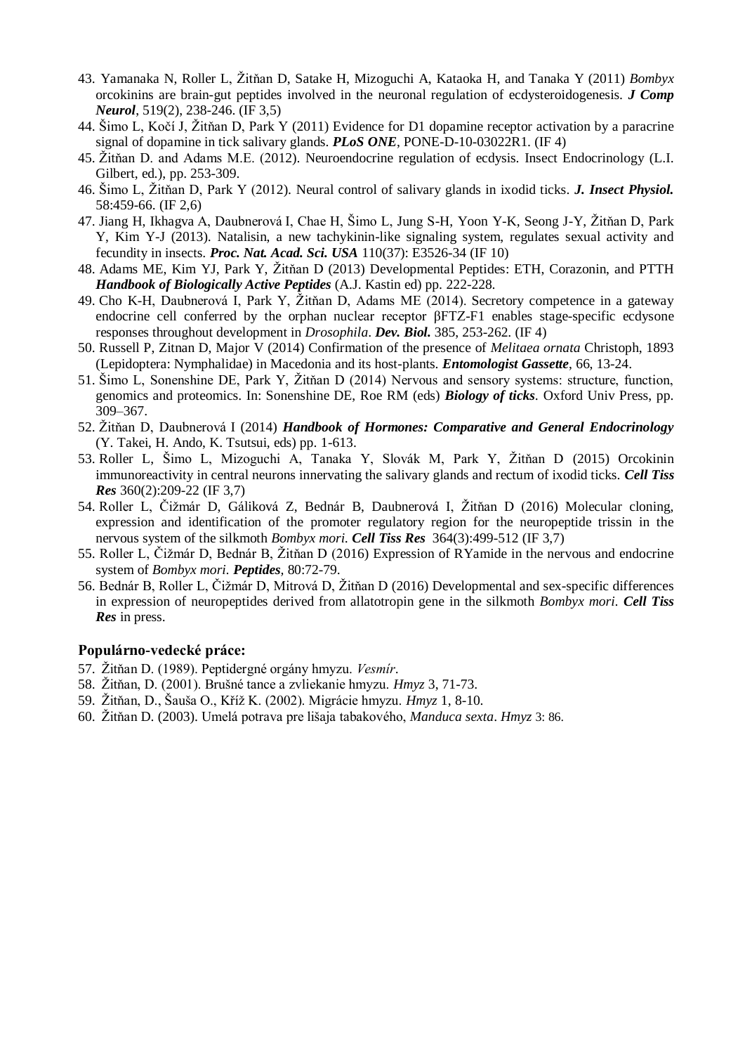43. Yamanaka N, Roller L, Žitňan D, Satake H, Mizoguchi A, Kataoka H, and Tanaka Y (2011) *Bombyx* orcokinins are brain-gut peptides involved in the neuronal regulation of ecdysteroidogenesis. ***J Comp Neurol***, 519(2), 238-246. (IF 3,5)
44. Šimo L, Kočí J, Žitňan D, Park Y (2011) Evidence for D1 dopamine receptor activation by a paracrine signal of dopamine in tick salivary glands. ***PLoS ONE***, PONE-D-10-03022R1. (IF 4)
45. Žitňan D. and Adams M.E. (2012). Neuroendocrine regulation of ecdysis. Insect Endocrinology (L.I. Gilbert, ed.), pp. 253-309.
46. Šimo L, Žitňan D, Park Y (2012). Neural control of salivary glands in ixodid ticks. ***J. Insect Physiol.*** 58:459-66. (IF 2,6)
47. Jiang H, Ikhagva A, Daubnerová I, Chae H, Šimo L, Jung S-H, Yoon Y-K, Seong J-Y, Žitňan D, Park Y, Kim Y-J (2013). Natalisin, a new tachykinin-like signaling system, regulates sexual activity and fecundity in insects. ***Proc. Nat. Acad. Sci. USA*** 110(37): E3526-34 (IF 10)
48. Adams ME, Kim YJ, Park Y, Žitňan D (2013) Developmental Peptides: ETH, Corazonin, and PTTH ***Handbook of Biologically Active Peptides*** (A.J. Kastin ed) pp. 222-228.
49. Cho K-H, Daubnerová I, Park Y, Žitňan D, Adams ME (2014). Secretory competence in a gateway endocrine cell conferred by the orphan nuclear receptor βFTZ-F1 enables stage-specific ecdysone responses throughout development in *Drosophila*. ***Dev. Biol.*** 385, 253-262. (IF 4)
50. Russell P, Zitnan D, Major V (2014) Confirmation of the presence of *Melitaea ornata* Christoph, 1893 (Lepidoptera: Nymphalidae) in Macedonia and its host-plants. ***Entomologist Gassette***, 66, 13-24.
51. Šimo L, Sonenshine DE, Park Y, Žitňan D (2014) Nervous and sensory systems: structure, function, genomics and proteomics. In: Sonenshine DE, Roe RM (eds) ***Biology of ticks***. Oxford Univ Press, pp. 309–367.
52. Žitňan D, Daubnerová I (2014) ***Handbook of Hormones: Comparative and General Endocrinology*** (Y. Takei, H. Ando, K. Tsutsui, eds) pp. 1-613.
53. Roller L, Šimo L, Mizoguchi A, Tanaka Y, Slovák M, Park Y, Žitňan D (2015) Orcokinin immunoreactivity in central neurons innervating the salivary glands and rectum of ixodid ticks. ***Cell Tiss Res*** 360(2):209-22 (IF 3,7)
54. Roller L, Čižmár D, Gáliková Z, Bednár B, Daubnerová I, Žitňan D (2016) Molecular cloning, expression and identification of the promoter regulatory region for the neuropeptide trissin in the nervous system of the silkmoth *Bombyx mori*. ***Cell Tiss Res*** 364(3):499-512 (IF 3,7)
55. Roller L, Čižmár D, Bednár B, Žitňan D (2016) Expression of RYamide in the nervous and endocrine system of *Bombyx mori*. ***Peptides***, 80:72-79.
56. Bednár B, Roller L, Čižmár D, Mitrová D, Žitňan D (2016) Developmental and sex-specific differences in expression of neuropeptides derived from allatotropin gene in the silkmoth *Bombyx mori*. ***Cell Tiss Res*** in press.

### Populárno-vedecké práce:

57. Žitňan D. (1989). Peptidergné orgány hmyzu. *Vesmír*.
58. Žitňan, D. (2001). Brušné tance a zvliekanie hmyzu. *Hmyz* 3, 71-73.
59. Žitňan, D., Šauša O., Kříž K. (2002). Migrácie hmyzu. *Hmyz* 1, 8-10.
60. Žitňan D. (2003). Umelá potrava pre lišaja tabakového, *Manduca sexta*. *Hmyz* 3: 86.